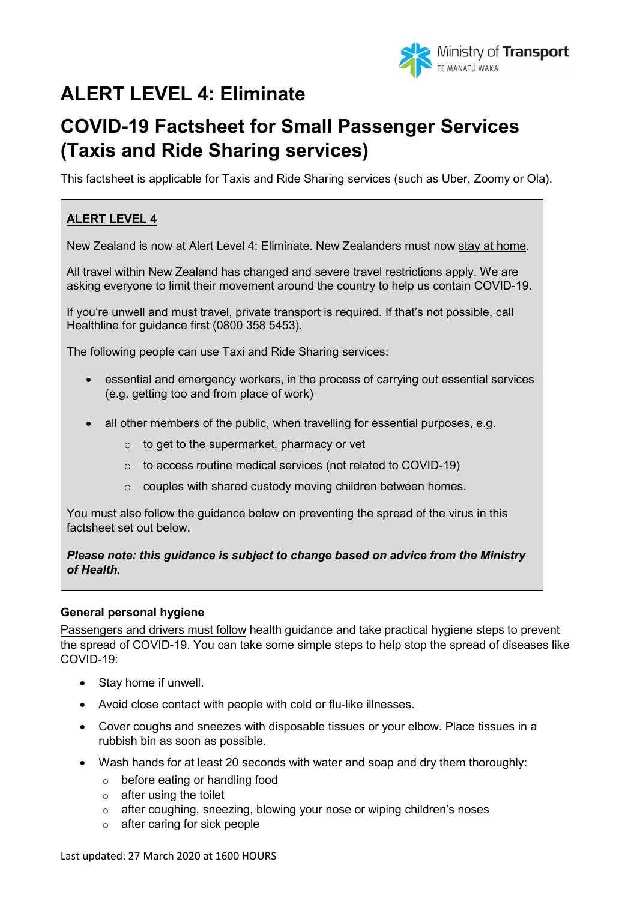# ALERT LEVEL 4: Eliminate

# COVID-19 Factsheet for Small Passenger Services (Taxis and Ride Sharing services)

This factsheet is applicable for Taxis and Ride Sharing services (such as Uber, Zoomy or Ola).

**ALERT LEVEL 4**

New Zealand is now at Alert Level 4: Eliminate. New Zealanders must now stay at home.

All travel within New Zealand has changed and severe travel restrictions apply. We are asking everyone to limit their movement around the country to help us contain COVID-19.

If you're unwell and must travel, private transport is required. If that's not possible, call Healthline for guidance first (0800 358 5453).

The following people can use Taxi and Ride Sharing services:

- essential and emergency workers, in the process of carrying out essential services (e.g. getting too and from place of work)
- all other members of the public, when travelling for essential purposes, e.g.
  - to get to the supermarket, pharmacy or vet
  - to access routine medical services (not related to COVID-19)
  - couples with shared custody moving children between homes.

You must also follow the guidance below on preventing the spread of the virus in this factsheet set out below.

***Please note: this guidance is subject to change based on advice from the Ministry of Health.***

**General personal hygiene**

Passengers and drivers must follow health guidance and take practical hygiene steps to prevent the spread of COVID-19. You can take some simple steps to help stop the spread of diseases like COVID-19:

- Stay home if unwell.
- Avoid close contact with people with cold or flu-like illnesses.
- Cover coughs and sneezes with disposable tissues or your elbow. Place tissues in a rubbish bin as soon as possible.
- Wash hands for at least 20 seconds with water and soap and dry them thoroughly:
  - before eating or handling food
  - after using the toilet
  - after coughing, sneezing, blowing your nose or wiping children's noses
  - after caring for sick people

Last updated: 27 March 2020 at 1600 HOURS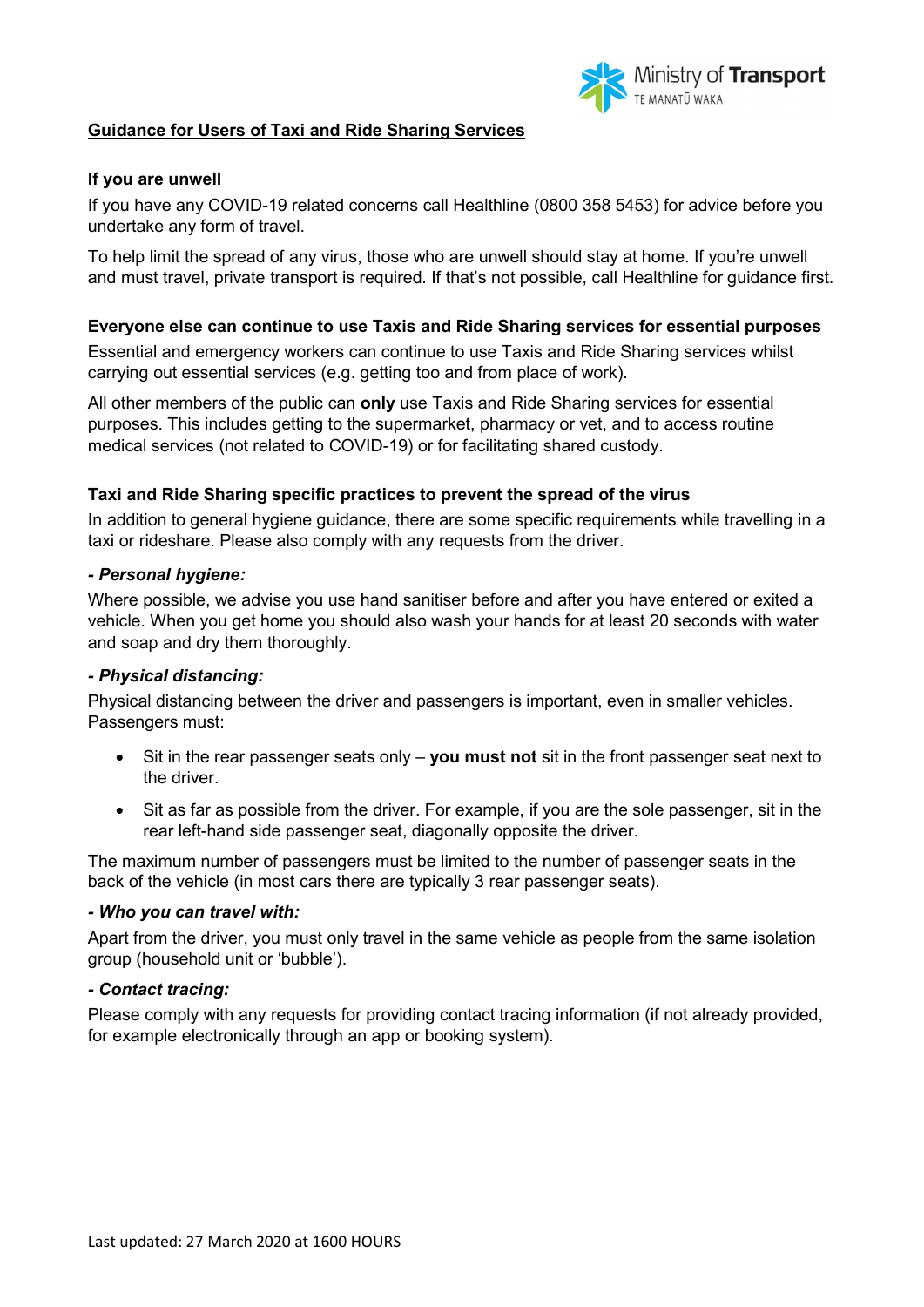## Guidance for Users of Taxi and Ride Sharing Services

### If you are unwell

If you have any COVID-19 related concerns call Healthline (0800 358 5453) for advice before you undertake any form of travel.

To help limit the spread of any virus, those who are unwell should stay at home. If you're unwell and must travel, private transport is required. If that's not possible, call Healthline for guidance first.

### Everyone else can continue to use Taxis and Ride Sharing services for essential purposes

Essential and emergency workers can continue to use Taxis and Ride Sharing services whilst carrying out essential services (e.g. getting too and from place of work).

All other members of the public can **only** use Taxis and Ride Sharing services for essential purposes. This includes getting to the supermarket, pharmacy or vet, and to access routine medical services (not related to COVID-19) or for facilitating shared custody.

### Taxi and Ride Sharing specific practices to prevent the spread of the virus

In addition to general hygiene guidance, there are some specific requirements while travelling in a taxi or rideshare. Please also comply with any requests from the driver.

#### *- Personal hygiene:*

Where possible, we advise you use hand sanitiser before and after you have entered or exited a vehicle. When you get home you should also wash your hands for at least 20 seconds with water and soap and dry them thoroughly.

#### *- Physical distancing:*

Physical distancing between the driver and passengers is important, even in smaller vehicles. Passengers must:

- Sit in the rear passenger seats only – **you must not** sit in the front passenger seat next to the driver.
- Sit as far as possible from the driver. For example, if you are the sole passenger, sit in the rear left-hand side passenger seat, diagonally opposite the driver.

The maximum number of passengers must be limited to the number of passenger seats in the back of the vehicle (in most cars there are typically 3 rear passenger seats).

#### *- Who you can travel with:*

Apart from the driver, you must only travel in the same vehicle as people from the same isolation group (household unit or 'bubble').

#### *- Contact tracing:*

Please comply with any requests for providing contact tracing information (if not already provided, for example electronically through an app or booking system).

Last updated: 27 March 2020 at 1600 HOURS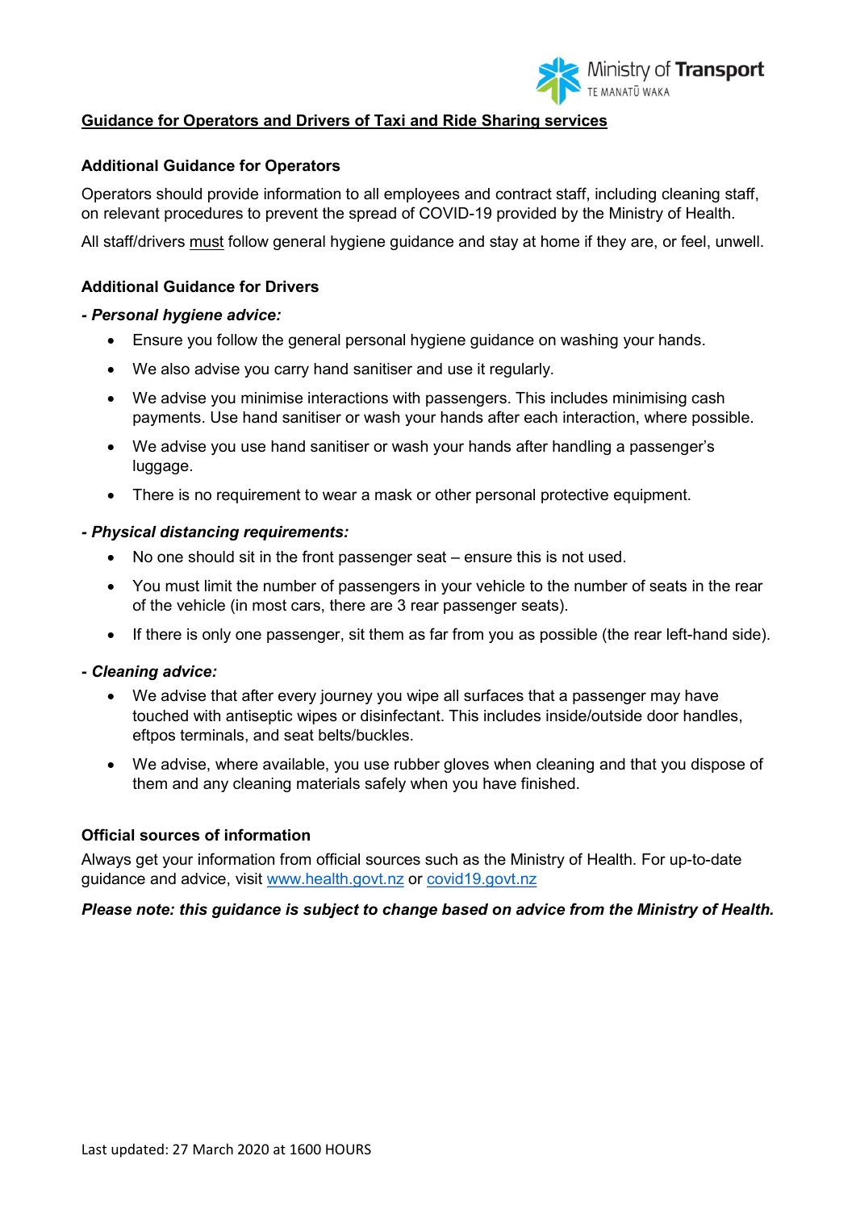## Guidance for Operators and Drivers of Taxi and Ride Sharing services

### Additional Guidance for Operators

Operators should provide information to all employees and contract staff, including cleaning staff, on relevant procedures to prevent the spread of COVID-19 provided by the Ministry of Health.

All staff/drivers must follow general hygiene guidance and stay at home if they are, or feel, unwell.

### Additional Guidance for Drivers

***- Personal hygiene advice:***

- Ensure you follow the general personal hygiene guidance on washing your hands.
- We also advise you carry hand sanitiser and use it regularly.
- We advise you minimise interactions with passengers. This includes minimising cash payments. Use hand sanitiser or wash your hands after each interaction, where possible.
- We advise you use hand sanitiser or wash your hands after handling a passenger's luggage.
- There is no requirement to wear a mask or other personal protective equipment.

***- Physical distancing requirements:***

- No one should sit in the front passenger seat – ensure this is not used.
- You must limit the number of passengers in your vehicle to the number of seats in the rear of the vehicle (in most cars, there are 3 rear passenger seats).
- If there is only one passenger, sit them as far from you as possible (the rear left-hand side).

***- Cleaning advice:***

- We advise that after every journey you wipe all surfaces that a passenger may have touched with antiseptic wipes or disinfectant. This includes inside/outside door handles, eftpos terminals, and seat belts/buckles.
- We advise, where available, you use rubber gloves when cleaning and that you dispose of them and any cleaning materials safely when you have finished.

### Official sources of information

Always get your information from official sources such as the Ministry of Health. For up-to-date guidance and advice, visit www.health.govt.nz or covid19.govt.nz

***Please note: this guidance is subject to change based on advice from the Ministry of Health.***

Last updated: 27 March 2020 at 1600 HOURS